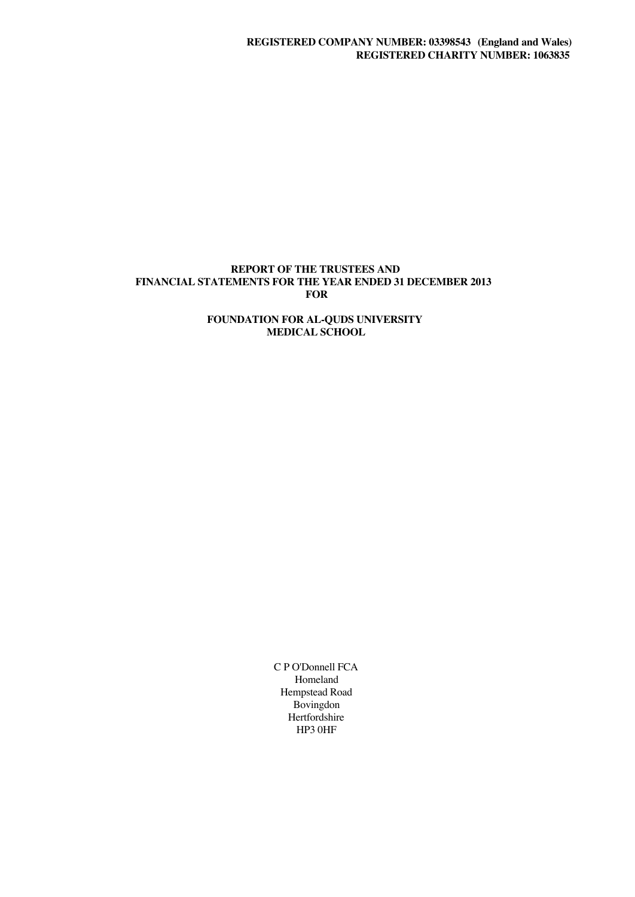**REGISTERED COMPANY NUMBER: 03398543 (England and Wales)**
**REGISTERED CHARITY NUMBER: 1063835**

# REPORT OF THE TRUSTEES AND FINANCIAL STATEMENTS FOR THE YEAR ENDED 31 DECEMBER 2013 FOR

# FOUNDATION FOR AL-QUDS UNIVERSITY MEDICAL SCHOOL

C P O'Donnell FCA
Homeland
Hempstead Road
Bovingdon
Hertfordshire
HP3 0HF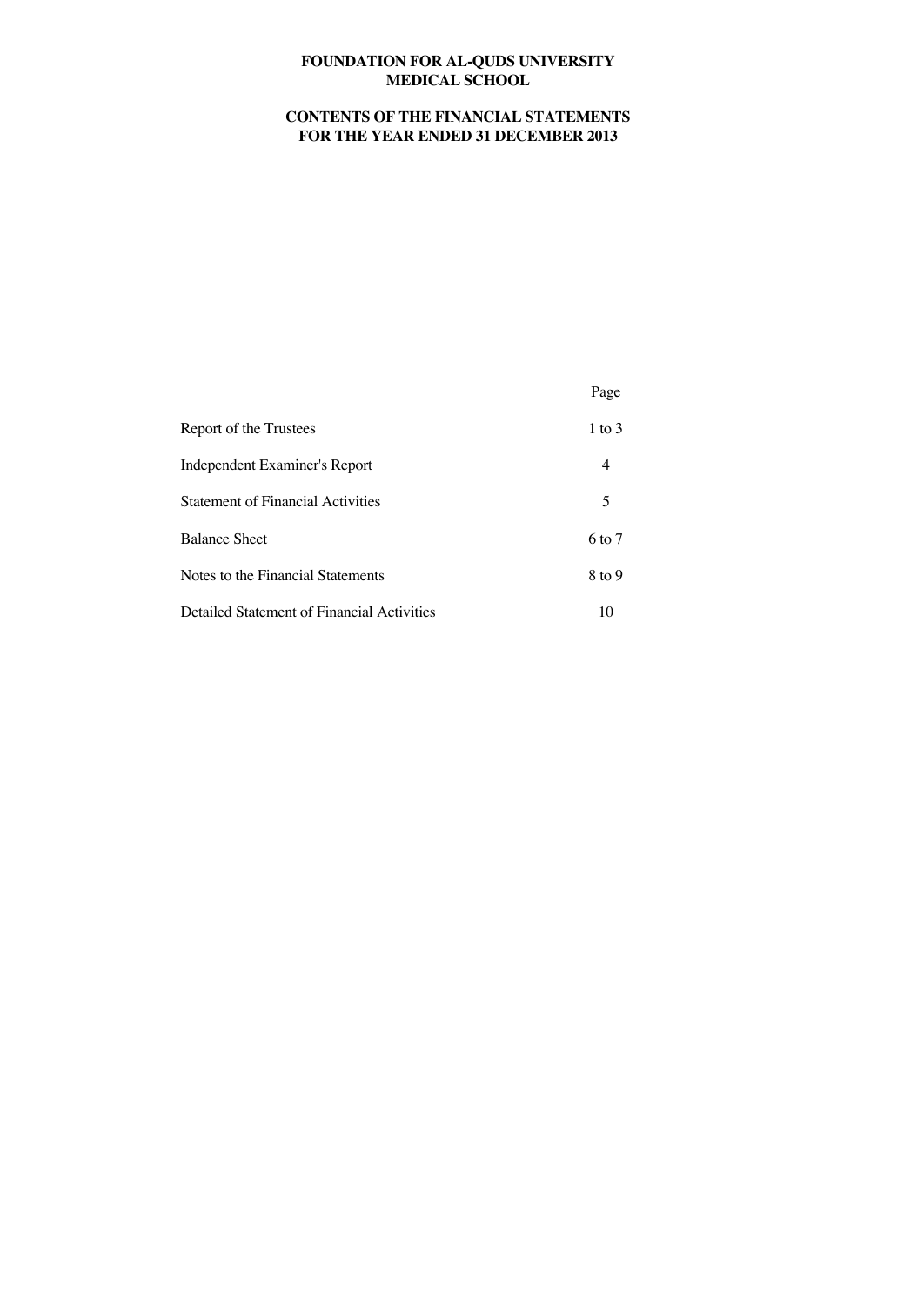**FOUNDATION FOR AL-QUDS UNIVERSITY MEDICAL SCHOOL**

**CONTENTS OF THE FINANCIAL STATEMENTS FOR THE YEAR ENDED 31 DECEMBER 2013**

| | Page |
|---|---|
| Report of the Trustees | 1 to 3 |
| Independent Examiner's Report | 4 |
| Statement of Financial Activities | 5 |
| Balance Sheet | 6 to 7 |
| Notes to the Financial Statements | 8 to 9 |
| Detailed Statement of Financial Activities | 10 |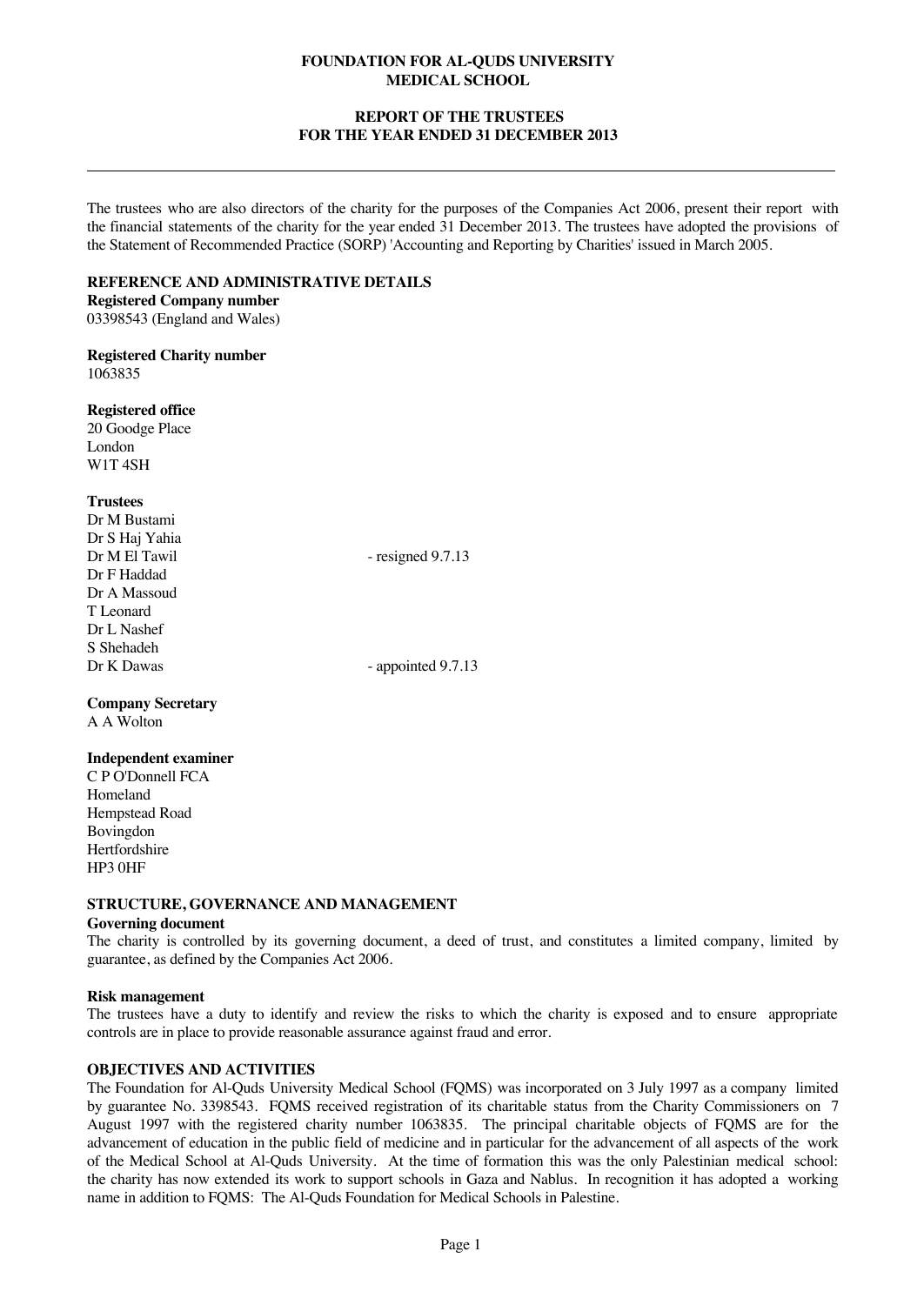# FOUNDATION FOR AL-QUDS UNIVERSITY MEDICAL SCHOOL

## REPORT OF THE TRUSTEES FOR THE YEAR ENDED 31 DECEMBER 2013

The trustees who are also directors of the charity for the purposes of the Companies Act 2006, present their report with the financial statements of the charity for the year ended 31 December 2013. The trustees have adopted the provisions of the Statement of Recommended Practice (SORP) 'Accounting and Reporting by Charities' issued in March 2005.

### REFERENCE AND ADMINISTRATIVE DETAILS

**Registered Company number**
03398543 (England and Wales)

**Registered Charity number**
1063835

**Registered office**
20 Goodge Place
London
W1T 4SH

**Trustees**
Dr M Bustami
Dr S Haj Yahia
Dr M El Tawil - resigned 9.7.13
Dr F Haddad
Dr A Massoud
T Leonard
Dr L Nashef
S Shehadeh
Dr K Dawas - appointed 9.7.13

**Company Secretary**
A A Wolton

**Independent examiner**
C P O'Donnell FCA
Homeland
Hempstead Road
Bovingdon
Hertfordshire
HP3 0HF

### STRUCTURE, GOVERNANCE AND MANAGEMENT

**Governing document**
The charity is controlled by its governing document, a deed of trust, and constitutes a limited company, limited by guarantee, as defined by the Companies Act 2006.

**Risk management**
The trustees have a duty to identify and review the risks to which the charity is exposed and to ensure appropriate controls are in place to provide reasonable assurance against fraud and error.

### OBJECTIVES AND ACTIVITIES

The Foundation for Al-Quds University Medical School (FQMS) was incorporated on 3 July 1997 as a company limited by guarantee No. 3398543. FQMS received registration of its charitable status from the Charity Commissioners on 7 August 1997 with the registered charity number 1063835. The principal charitable objects of FQMS are for the advancement of education in the public field of medicine and in particular for the advancement of all aspects of the work of the Medical School at Al-Quds University. At the time of formation this was the only Palestinian medical school: the charity has now extended its work to support schools in Gaza and Nablus. In recognition it has adopted a working name in addition to FQMS: The Al-Quds Foundation for Medical Schools in Palestine.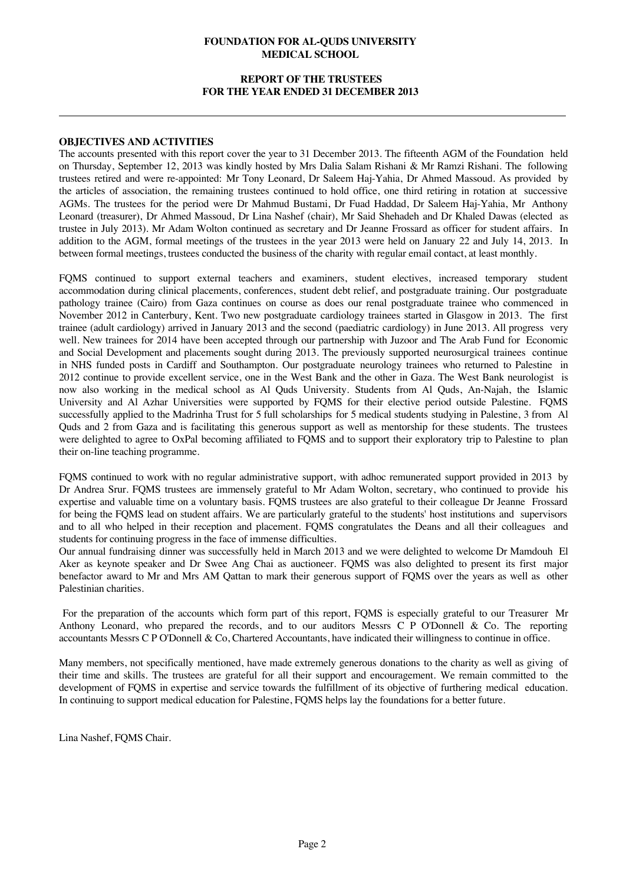**FOUNDATION FOR AL-QUDS UNIVERSITY MEDICAL SCHOOL**

**REPORT OF THE TRUSTEES FOR THE YEAR ENDED 31 DECEMBER 2013**

## OBJECTIVES AND ACTIVITIES

The accounts presented with this report cover the year to 31 December 2013. The fifteenth AGM of the Foundation held on Thursday, September 12, 2013 was kindly hosted by Mrs Dalia Salam Rishani & Mr Ramzi Rishani. The following trustees retired and were re-appointed: Mr Tony Leonard, Dr Saleem Haj-Yahia, Dr Ahmed Massoud. As provided by the articles of association, the remaining trustees continued to hold office, one third retiring in rotation at successive AGMs. The trustees for the period were Dr Mahmud Bustami, Dr Fuad Haddad, Dr Saleem Haj-Yahia, Mr Anthony Leonard (treasurer), Dr Ahmed Massoud, Dr Lina Nashef (chair), Mr Said Shehadeh and Dr Khaled Dawas (elected as trustee in July 2013). Mr Adam Wolton continued as secretary and Dr Jeanne Frossard as officer for student affairs. In addition to the AGM, formal meetings of the trustees in the year 2013 were held on January 22 and July 14, 2013. In between formal meetings, trustees conducted the business of the charity with regular email contact, at least monthly.

FQMS continued to support external teachers and examiners, student electives, increased temporary student accommodation during clinical placements, conferences, student debt relief, and postgraduate training. Our postgraduate pathology trainee (Cairo) from Gaza continues on course as does our renal postgraduate trainee who commenced in November 2012 in Canterbury, Kent. Two new postgraduate cardiology trainees started in Glasgow in 2013. The first trainee (adult cardiology) arrived in January 2013 and the second (paediatric cardiology) in June 2013. All progress very well. New trainees for 2014 have been accepted through our partnership with Juzoor and The Arab Fund for Economic and Social Development and placements sought during 2013. The previously supported neurosurgical trainees continue in NHS funded posts in Cardiff and Southampton. Our postgraduate neurology trainees who returned to Palestine in 2012 continue to provide excellent service, one in the West Bank and the other in Gaza. The West Bank neurologist is now also working in the medical school as Al Quds University. Students from Al Quds, An-Najah, the Islamic University and Al Azhar Universities were supported by FQMS for their elective period outside Palestine. FQMS successfully applied to the Madrinha Trust for 5 full scholarships for 5 medical students studying in Palestine, 3 from Al Quds and 2 from Gaza and is facilitating this generous support as well as mentorship for these students. The trustees were delighted to agree to OxPal becoming affiliated to FQMS and to support their exploratory trip to Palestine to plan their on-line teaching programme.

FQMS continued to work with no regular administrative support, with adhoc remunerated support provided in 2013 by Dr Andrea Srur. FQMS trustees are immensely grateful to Mr Adam Wolton, secretary, who continued to provide his expertise and valuable time on a voluntary basis. FQMS trustees are also grateful to their colleague Dr Jeanne Frossard for being the FQMS lead on student affairs. We are particularly grateful to the students' host institutions and supervisors and to all who helped in their reception and placement. FQMS congratulates the Deans and all their colleagues and students for continuing progress in the face of immense difficulties.

Our annual fundraising dinner was successfully held in March 2013 and we were delighted to welcome Dr Mamdouh El Aker as keynote speaker and Dr Swee Ang Chai as auctioneer. FQMS was also delighted to present its first major benefactor award to Mr and Mrs AM Qattan to mark their generous support of FQMS over the years as well as other Palestinian charities.

For the preparation of the accounts which form part of this report, FQMS is especially grateful to our Treasurer Mr Anthony Leonard, who prepared the records, and to our auditors Messrs C P O'Donnell & Co. The reporting accountants Messrs C P O'Donnell & Co, Chartered Accountants, have indicated their willingness to continue in office.

Many members, not specifically mentioned, have made extremely generous donations to the charity as well as giving of their time and skills. The trustees are grateful for all their support and encouragement. We remain committed to the development of FQMS in expertise and service towards the fulfillment of its objective of furthering medical education. In continuing to support medical education for Palestine, FQMS helps lay the foundations for a better future.

Lina Nashef, FQMS Chair.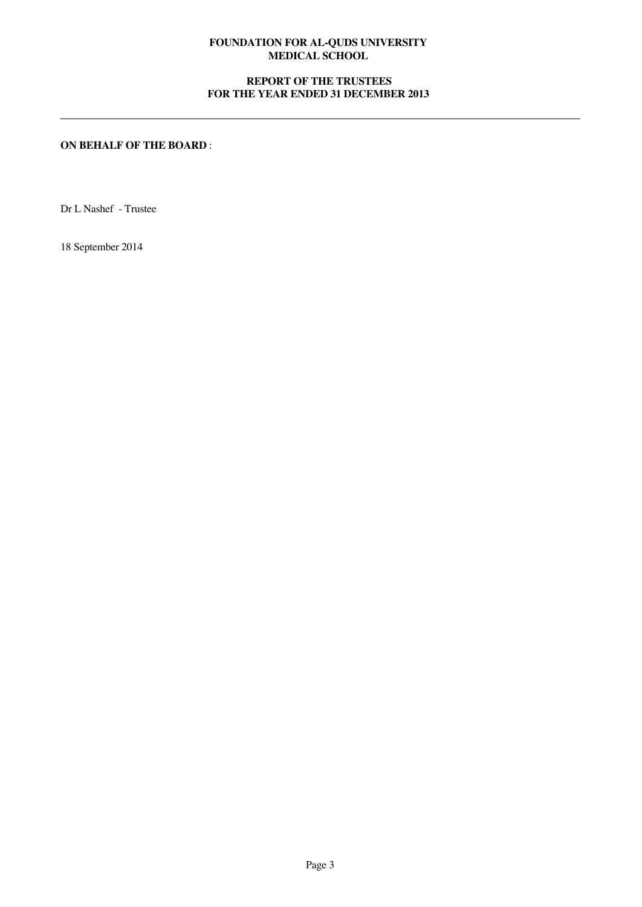**ON BEHALF OF THE BOARD** :

Dr L Nashef - Trustee

18 September 2014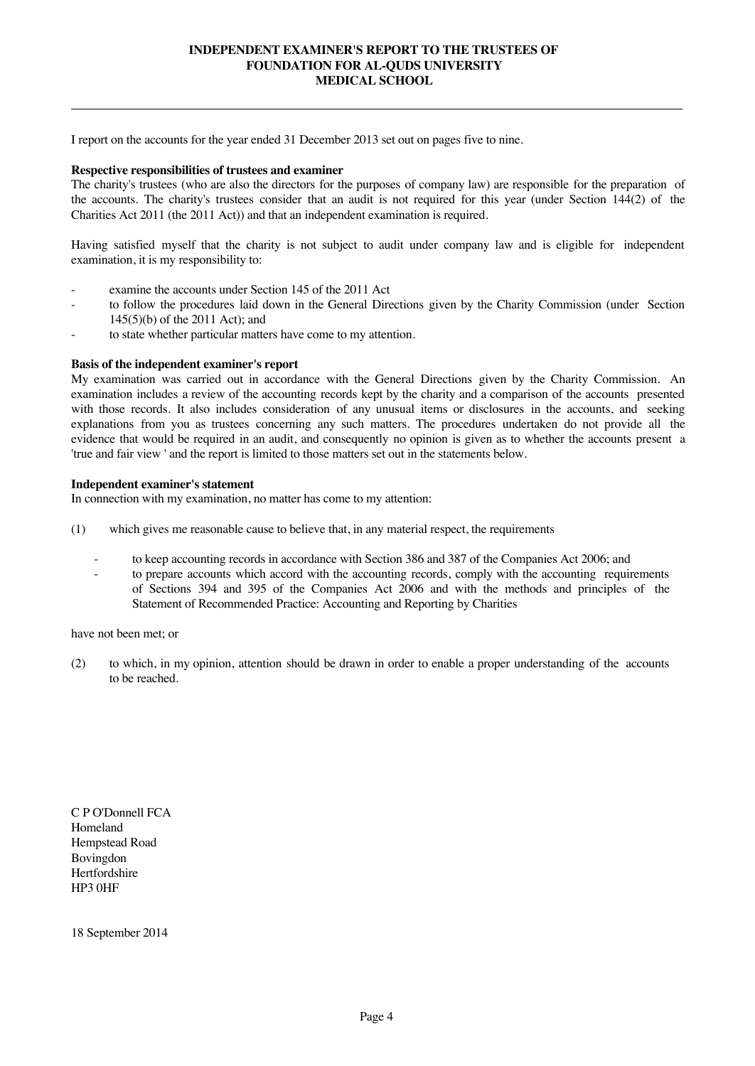# INDEPENDENT EXAMINER'S REPORT TO THE TRUSTEES OF FOUNDATION FOR AL-QUDS UNIVERSITY MEDICAL SCHOOL

I report on the accounts for the year ended 31 December 2013 set out on pages five to nine.

**Respective responsibilities of trustees and examiner**

The charity's trustees (who are also the directors for the purposes of company law) are responsible for the preparation of the accounts. The charity's trustees consider that an audit is not required for this year (under Section 144(2) of the Charities Act 2011 (the 2011 Act)) and that an independent examination is required.

Having satisfied myself that the charity is not subject to audit under company law and is eligible for independent examination, it is my responsibility to:

- examine the accounts under Section 145 of the 2011 Act
- to follow the procedures laid down in the General Directions given by the Charity Commission (under Section 145(5)(b) of the 2011 Act); and
- to state whether particular matters have come to my attention.

**Basis of the independent examiner's report**

My examination was carried out in accordance with the General Directions given by the Charity Commission. An examination includes a review of the accounting records kept by the charity and a comparison of the accounts presented with those records. It also includes consideration of any unusual items or disclosures in the accounts, and seeking explanations from you as trustees concerning any such matters. The procedures undertaken do not provide all the evidence that would be required in an audit, and consequently no opinion is given as to whether the accounts present a 'true and fair view ' and the report is limited to those matters set out in the statements below.

**Independent examiner's statement**

In connection with my examination, no matter has come to my attention:

(1) which gives me reasonable cause to believe that, in any material respect, the requirements

- to keep accounting records in accordance with Section 386 and 387 of the Companies Act 2006; and
- to prepare accounts which accord with the accounting records, comply with the accounting requirements of Sections 394 and 395 of the Companies Act 2006 and with the methods and principles of the Statement of Recommended Practice: Accounting and Reporting by Charities

have not been met; or

(2) to which, in my opinion, attention should be drawn in order to enable a proper understanding of the accounts to be reached.

C P O'Donnell FCA
Homeland
Hempstead Road
Bovingdon
Hertfordshire
HP3 0HF

18 September 2014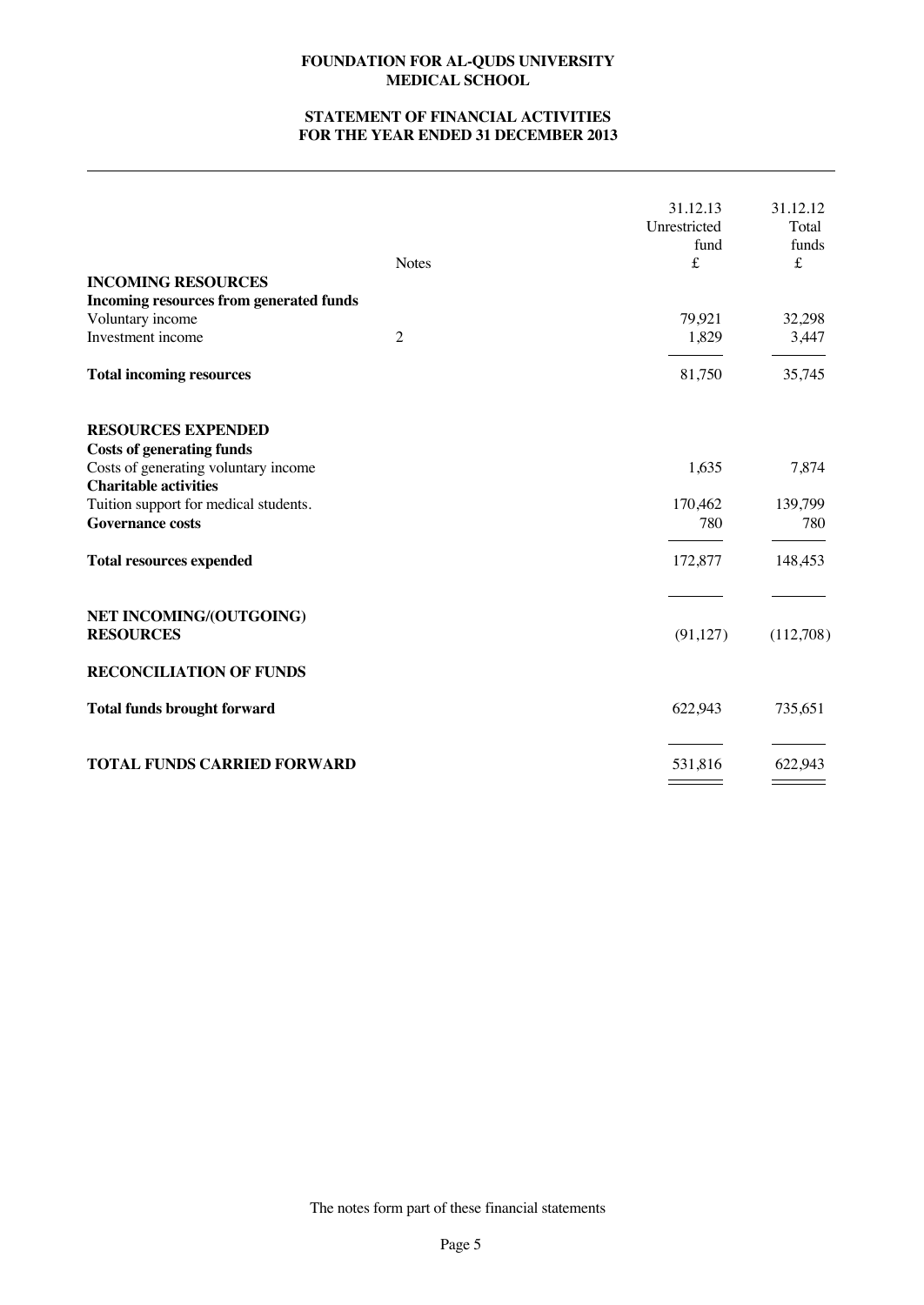**FOUNDATION FOR AL-QUDS UNIVERSITY MEDICAL SCHOOL**

**STATEMENT OF FINANCIAL ACTIVITIES FOR THE YEAR ENDED 31 DECEMBER 2013**

| | Notes | 31.12.13 Unrestricted fund £ | 31.12.12 Total funds £ |
|---|---|---|---|
| **INCOMING RESOURCES** | | | |
| **Incoming resources from generated funds** | | | |
| Voluntary income | | 79,921 | 32,298 |
| Investment income | 2 | 1,829 | 3,447 |
| **Total incoming resources** | | 81,750 | 35,745 |
| **RESOURCES EXPENDED** | | | |
| **Costs of generating funds** | | | |
| Costs of generating voluntary income | | 1,635 | 7,874 |
| **Charitable activities** | | | |
| Tuition support for medical students. | | 170,462 | 139,799 |
| **Governance costs** | | 780 | 780 |
| **Total resources expended** | | 172,877 | 148,453 |
| **NET INCOMING/(OUTGOING) RESOURCES** | | (91,127) | (112,708) |
| **RECONCILIATION OF FUNDS** | | | |
| **Total funds brought forward** | | 622,943 | 735,651 |
| **TOTAL FUNDS CARRIED FORWARD** | | 531,816 | 622,943 |

The notes form part of these financial statements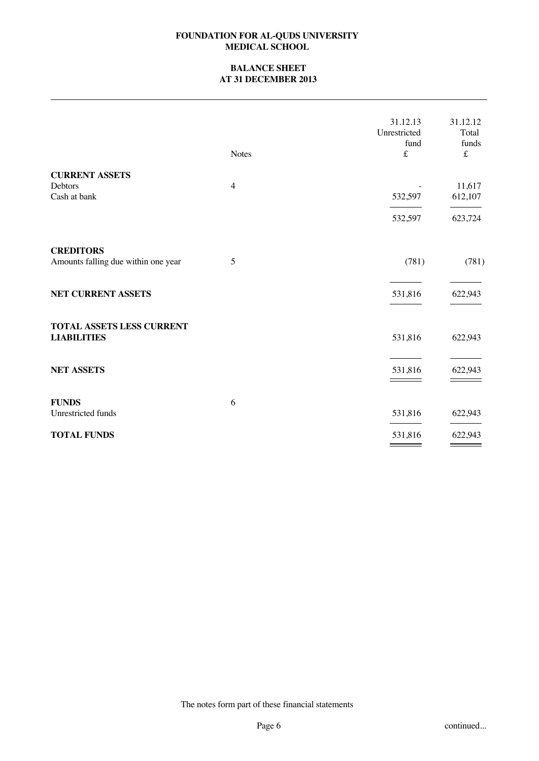**FOUNDATION FOR AL-QUDS UNIVERSITY MEDICAL SCHOOL**

**BALANCE SHEET AT 31 DECEMBER 2013**

| | Notes | 31.12.13 Unrestricted fund £ | 31.12.12 Total funds £ |
|---|---|---|---|
| **CURRENT ASSETS** | | | |
| Debtors | 4 | - | 11,617 |
| Cash at bank | | 532,597 | 612,107 |
| | | 532,597 | 623,724 |
| **CREDITORS** | | | |
| Amounts falling due within one year | 5 | (781) | (781) |
| **NET CURRENT ASSETS** | | 531,816 | 622,943 |
| **TOTAL ASSETS LESS CURRENT LIABILITIES** | | 531,816 | 622,943 |
| **NET ASSETS** | | 531,816 | 622,943 |
| **FUNDS** | 6 | | |
| Unrestricted funds | | 531,816 | 622,943 |
| **TOTAL FUNDS** | | 531,816 | 622,943 |

The notes form part of these financial statements

continued...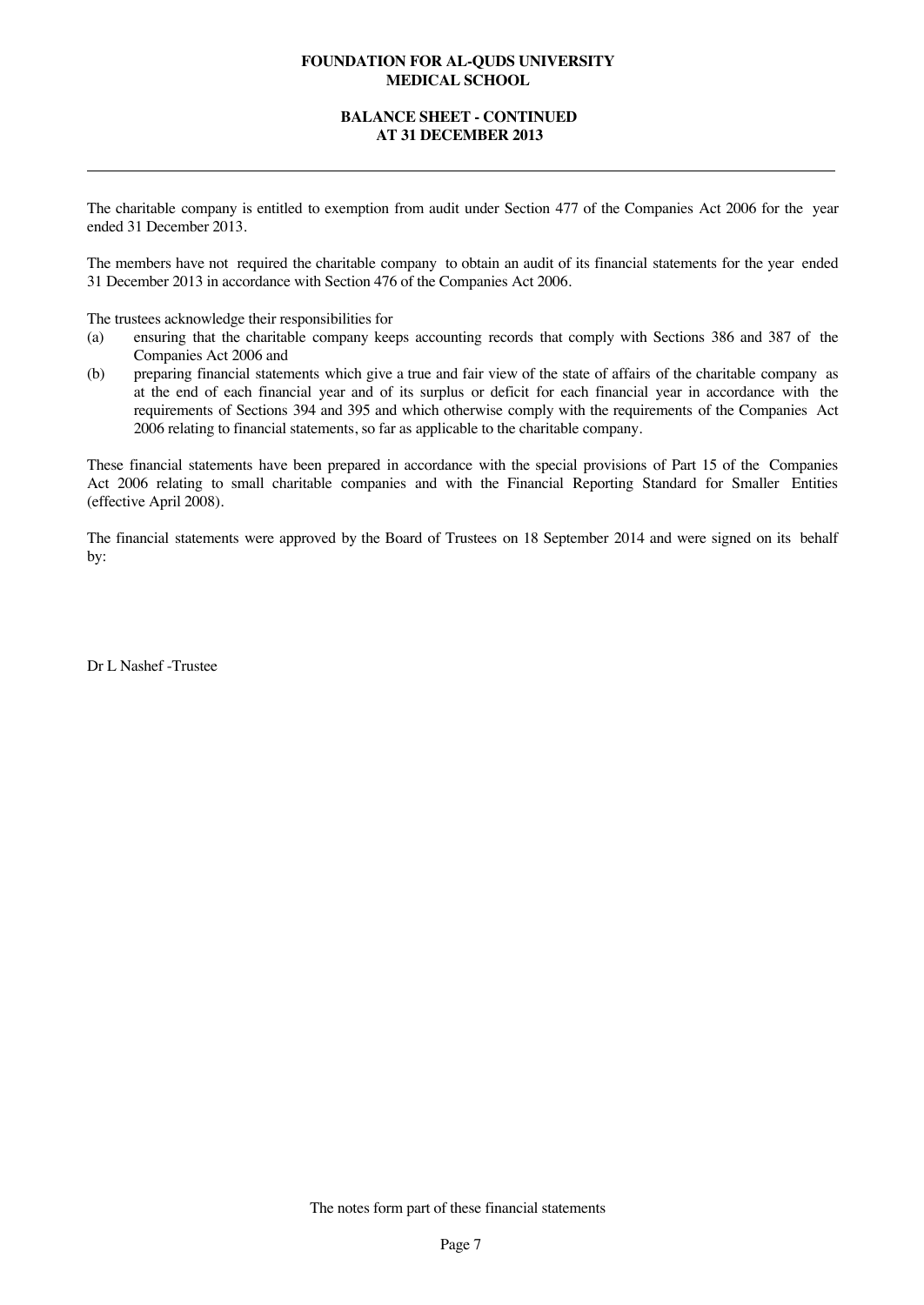**FOUNDATION FOR AL-QUDS UNIVERSITY MEDICAL SCHOOL**

**BALANCE SHEET - CONTINUED AT 31 DECEMBER 2013**

The charitable company is entitled to exemption from audit under Section 477 of the Companies Act 2006 for the year ended 31 December 2013.

The members have not required the charitable company to obtain an audit of its financial statements for the year ended 31 December 2013 in accordance with Section 476 of the Companies Act 2006.

The trustees acknowledge their responsibilities for

(a) ensuring that the charitable company keeps accounting records that comply with Sections 386 and 387 of the Companies Act 2006 and

(b) preparing financial statements which give a true and fair view of the state of affairs of the charitable company as at the end of each financial year and of its surplus or deficit for each financial year in accordance with the requirements of Sections 394 and 395 and which otherwise comply with the requirements of the Companies Act 2006 relating to financial statements, so far as applicable to the charitable company.

These financial statements have been prepared in accordance with the special provisions of Part 15 of the Companies Act 2006 relating to small charitable companies and with the Financial Reporting Standard for Smaller Entities (effective April 2008).

The financial statements were approved by the Board of Trustees on 18 September 2014 and were signed on its behalf by:

Dr L Nashef -Trustee

The notes form part of these financial statements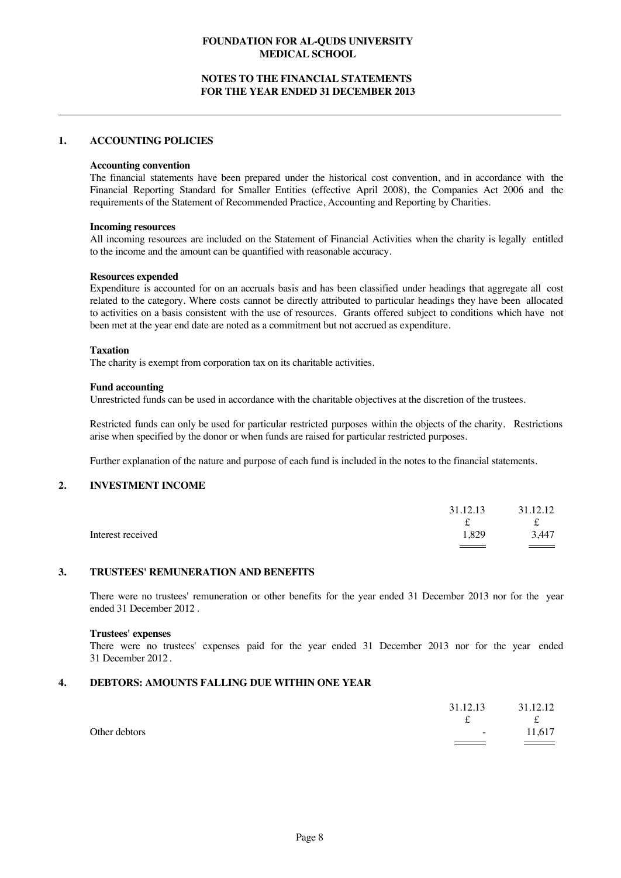# FOUNDATION FOR AL-QUDS UNIVERSITY MEDICAL SCHOOL

## NOTES TO THE FINANCIAL STATEMENTS FOR THE YEAR ENDED 31 DECEMBER 2013

### 1. ACCOUNTING POLICIES

**Accounting convention**

The financial statements have been prepared under the historical cost convention, and in accordance with the Financial Reporting Standard for Smaller Entities (effective April 2008), the Companies Act 2006 and the requirements of the Statement of Recommended Practice, Accounting and Reporting by Charities.

**Incoming resources**

All incoming resources are included on the Statement of Financial Activities when the charity is legally entitled to the income and the amount can be quantified with reasonable accuracy.

**Resources expended**

Expenditure is accounted for on an accruals basis and has been classified under headings that aggregate all cost related to the category. Where costs cannot be directly attributed to particular headings they have been allocated to activities on a basis consistent with the use of resources. Grants offered subject to conditions which have not been met at the year end date are noted as a commitment but not accrued as expenditure.

**Taxation**

The charity is exempt from corporation tax on its charitable activities.

**Fund accounting**

Unrestricted funds can be used in accordance with the charitable objectives at the discretion of the trustees.

Restricted funds can only be used for particular restricted purposes within the objects of the charity. Restrictions arise when specified by the donor or when funds are raised for particular restricted purposes.

Further explanation of the nature and purpose of each fund is included in the notes to the financial statements.

### 2. INVESTMENT INCOME

| | 31.12.13 | 31.12.12 |
|---|---|---|
| | £ | £ |
| Interest received | 1,829 | 3,447 |

### 3. TRUSTEES' REMUNERATION AND BENEFITS

There were no trustees' remuneration or other benefits for the year ended 31 December 2013 nor for the year ended 31 December 2012 .

**Trustees' expenses**

There were no trustees' expenses paid for the year ended 31 December 2013 nor for the year ended 31 December 2012 .

### 4. DEBTORS: AMOUNTS FALLING DUE WITHIN ONE YEAR

| | 31.12.13 | 31.12.12 |
|---|---|---|
| | £ | £ |
| Other debtors | - | 11,617 |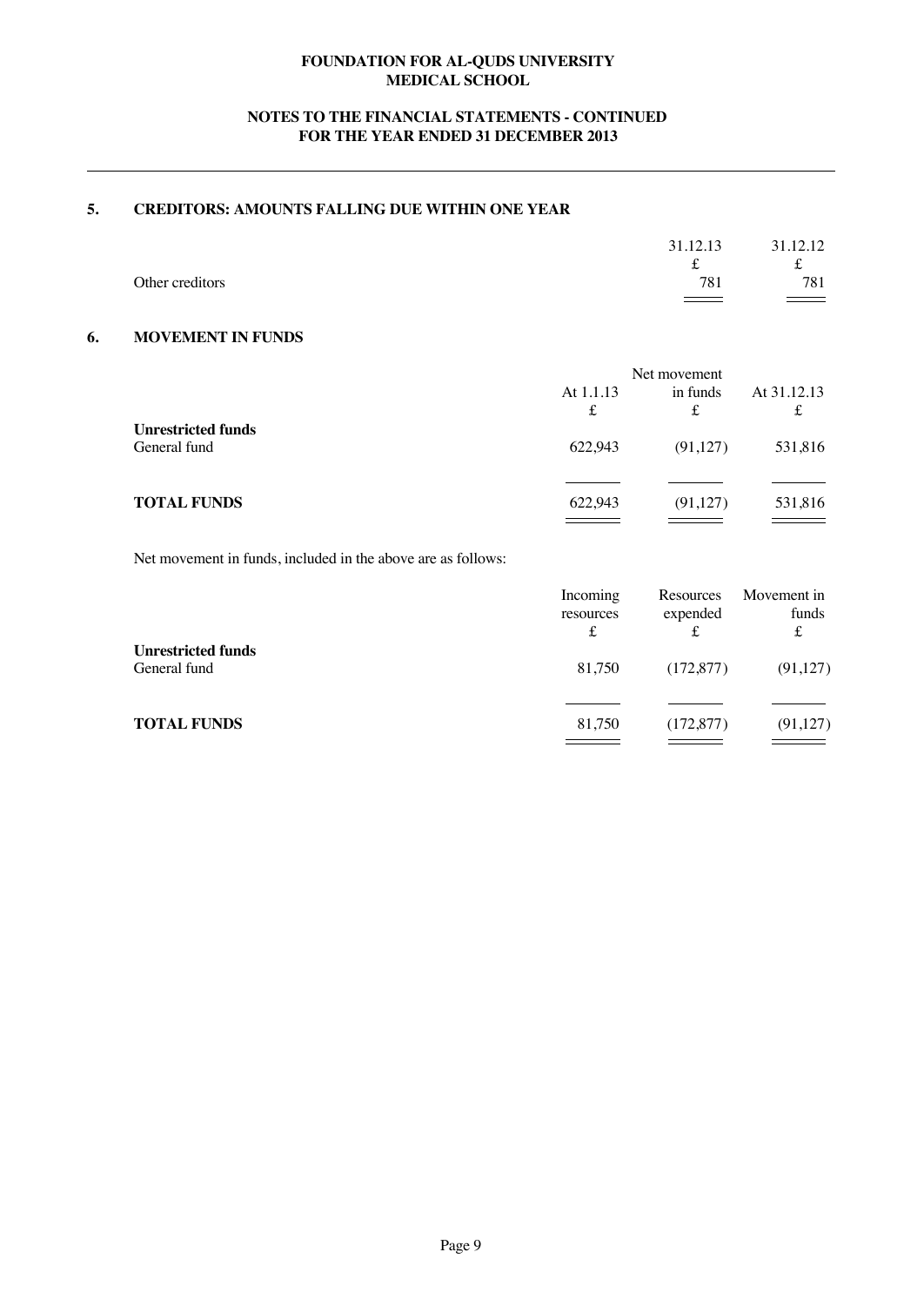**FOUNDATION FOR AL-QUDS UNIVERSITY MEDICAL SCHOOL**

**NOTES TO THE FINANCIAL STATEMENTS - CONTINUED FOR THE YEAR ENDED 31 DECEMBER 2013**

## 5. CREDITORS: AMOUNTS FALLING DUE WITHIN ONE YEAR

| | 31.12.13 | 31.12.12 |
|---|---|---|
| | £ | £ |
| Other creditors | 781 | 781 |

## 6. MOVEMENT IN FUNDS

| | At 1.1.13 | Net movement in funds | At 31.12.13 |
|---|---|---|---|
| | £ | £ | £ |
| **Unrestricted funds** | | | |
| General fund | 622,943 | (91,127) | 531,816 |
| **TOTAL FUNDS** | 622,943 | (91,127) | 531,816 |

Net movement in funds, included in the above are as follows:

| | Incoming resources | Resources expended | Movement in funds |
|---|---|---|---|
| | £ | £ | £ |
| **Unrestricted funds** | | | |
| General fund | 81,750 | (172,877) | (91,127) |
| **TOTAL FUNDS** | 81,750 | (172,877) | (91,127) |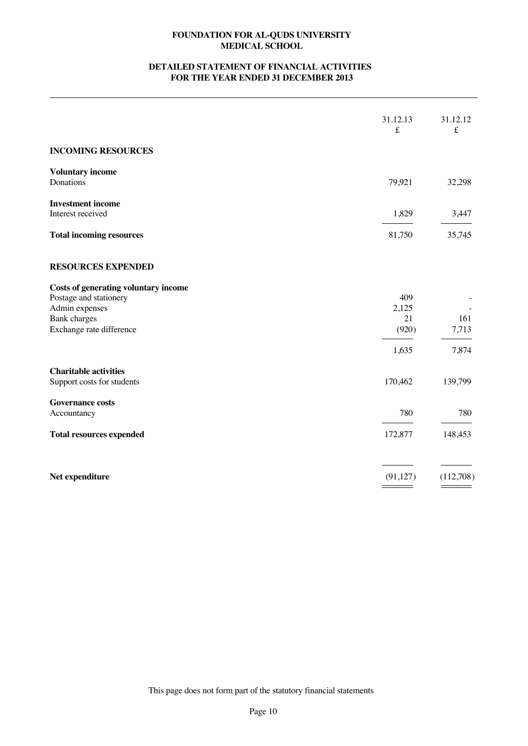# FOUNDATION FOR AL-QUDS UNIVERSITY MEDICAL SCHOOL

## DETAILED STATEMENT OF FINANCIAL ACTIVITIES FOR THE YEAR ENDED 31 DECEMBER 2013

| | 31.12.13<br>£ | 31.12.12<br>£ |
|---|---|---|
| **INCOMING RESOURCES** | | |
| **Voluntary income** | | |
| Donations | 79,921 | 32,298 |
| **Investment income** | | |
| Interest received | 1,829 | 3,447 |
| **Total incoming resources** | 81,750 | 35,745 |
| **RESOURCES EXPENDED** | | |
| **Costs of generating voluntary income** | | |
| Postage and stationery | 409 | - |
| Admin expenses | 2,125 | - |
| Bank charges | 21 | 161 |
| Exchange rate difference | (920) | 7,713 |
| | 1,635 | 7,874 |
| **Charitable activities** | | |
| Support costs for students | 170,462 | 139,799 |
| **Governance costs** | | |
| Accountancy | 780 | 780 |
| **Total resources expended** | 172,877 | 148,453 |
| **Net expenditure** | (91,127) | (112,708) |

This page does not form part of the statutory financial statements